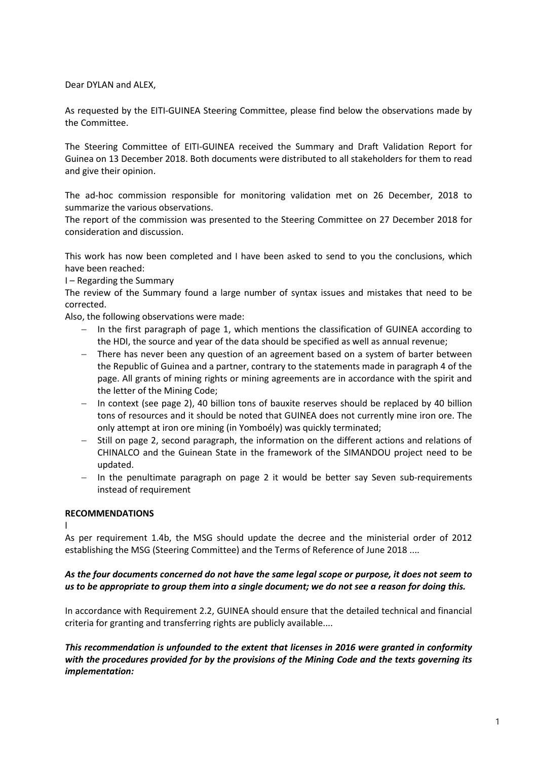Dear DYLAN and ALEX,

As requested by the EITI-GUINEA Steering Committee, please find below the observations made by the Committee.

The Steering Committee of EITI-GUINEA received the Summary and Draft Validation Report for Guinea on 13 December 2018. Both documents were distributed to all stakeholders for them to read and give their opinion.

The ad-hoc commission responsible for monitoring validation met on 26 December, 2018 to summarize the various observations.
The report of the commission was presented to the Steering Committee on 27 December 2018 for consideration and discussion.

This work has now been completed and I have been asked to send to you the conclusions, which have been reached:

I – Regarding the Summary

The review of the Summary found a large number of syntax issues and mistakes that need to be corrected.

Also, the following observations were made:

- In the first paragraph of page 1, which mentions the classification of GUINEA according to the HDI, the source and year of the data should be specified as well as annual revenue;
- There has never been any question of an agreement based on a system of barter between the Republic of Guinea and a partner, contrary to the statements made in paragraph 4 of the page. All grants of mining rights or mining agreements are in accordance with the spirit and the letter of the Mining Code;
- In context (see page 2), 40 billion tons of bauxite reserves should be replaced by 40 billion tons of resources and it should be noted that GUINEA does not currently mine iron ore. The only attempt at iron ore mining (in Yomboély) was quickly terminated;
- Still on page 2, second paragraph, the information on the different actions and relations of CHINALCO and the Guinean State in the framework of the SIMANDOU project need to be updated.
- In the penultimate paragraph on page 2 it would be better say Seven sub-requirements instead of requirement

**RECOMMENDATIONS**

I

As per requirement 1.4b, the MSG should update the decree and the ministerial order of 2012 establishing the MSG (Steering Committee) and the Terms of Reference of June 2018 ....

***As the four documents concerned do not have the same legal scope or purpose, it does not seem to us to be appropriate to group them into a single document; we do not see a reason for doing this.***

In accordance with Requirement 2.2, GUINEA should ensure that the detailed technical and financial criteria for granting and transferring rights are publicly available....

***This recommendation is unfounded to the extent that licenses in 2016 were granted in conformity with the procedures provided for by the provisions of the Mining Code and the texts governing its implementation:***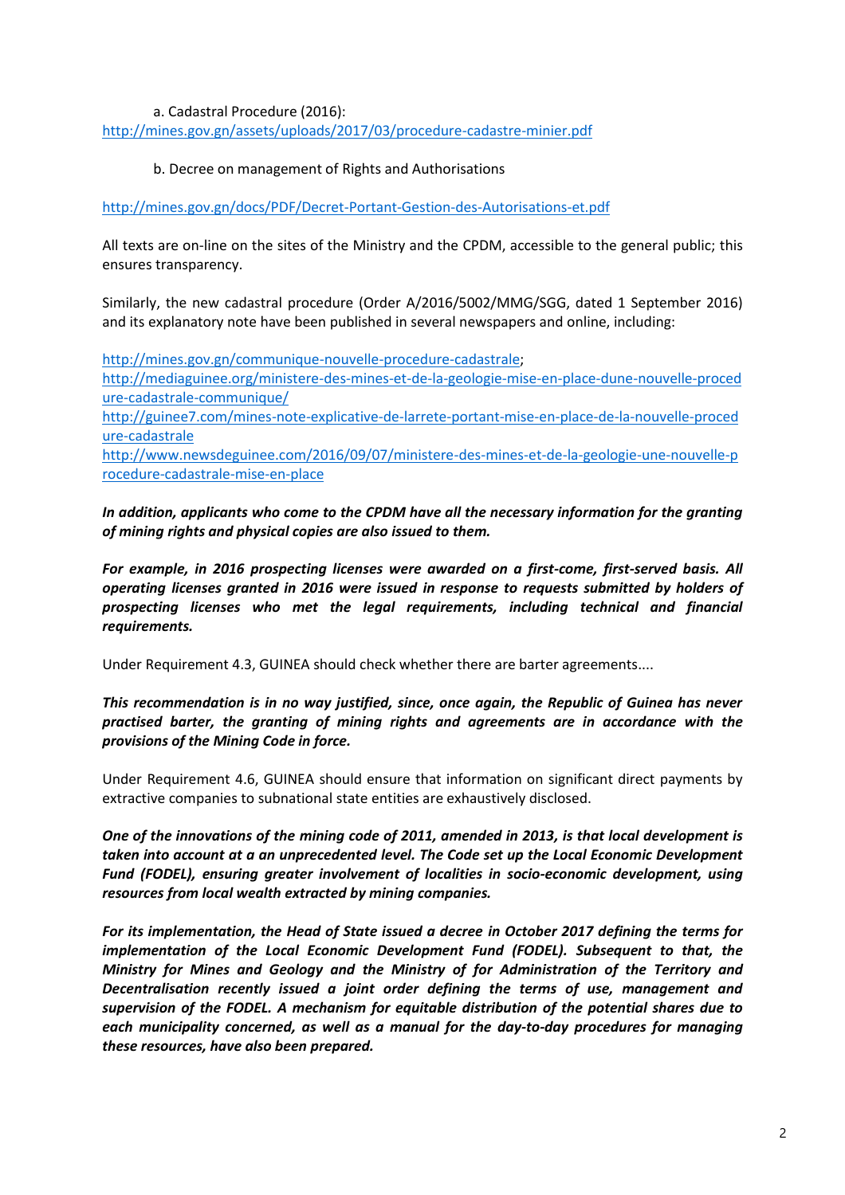a. Cadastral Procedure (2016):
http://mines.gov.gn/assets/uploads/2017/03/procedure-cadastre-minier.pdf

b. Decree on management of Rights and Authorisations

http://mines.gov.gn/docs/PDF/Decret-Portant-Gestion-des-Autorisations-et.pdf

All texts are on-line on the sites of the Ministry and the CPDM, accessible to the general public; this ensures transparency.

Similarly, the new cadastral procedure (Order A/2016/5002/MMG/SGG, dated 1 September 2016) and its explanatory note have been published in several newspapers and online, including:

http://mines.gov.gn/communique-nouvelle-procedure-cadastrale;
http://mediaguinee.org/ministere-des-mines-et-de-la-geologie-mise-en-place-dune-nouvelle-procedure-cadastrale-communique/
http://guinee7.com/mines-note-explicative-de-larrete-portant-mise-en-place-de-la-nouvelle-procedure-cadastrale
http://www.newsdeguinee.com/2016/09/07/ministere-des-mines-et-de-la-geologie-une-nouvelle-procedure-cadastrale-mise-en-place

***In addition, applicants who come to the CPDM have all the necessary information for the granting of mining rights and physical copies are also issued to them.***

***For example, in 2016 prospecting licenses were awarded on a first-come, first-served basis. All operating licenses granted in 2016 were issued in response to requests submitted by holders of prospecting licenses who met the legal requirements, including technical and financial requirements.***

Under Requirement 4.3, GUINEA should check whether there are barter agreements....

***This recommendation is in no way justified, since, once again, the Republic of Guinea has never practised barter, the granting of mining rights and agreements are in accordance with the provisions of the Mining Code in force.***

Under Requirement 4.6, GUINEA should ensure that information on significant direct payments by extractive companies to subnational state entities are exhaustively disclosed.

***One of the innovations of the mining code of 2011, amended in 2013, is that local development is taken into account at a an unprecedented level. The Code set up the Local Economic Development Fund (FODEL), ensuring greater involvement of localities in socio-economic development, using resources from local wealth extracted by mining companies.***

***For its implementation, the Head of State issued a decree in October 2017 defining the terms for implementation of the Local Economic Development Fund (FODEL). Subsequent to that, the Ministry for Mines and Geology and the Ministry of for Administration of the Territory and Decentralisation recently issued a joint order defining the terms of use, management and supervision of the FODEL. A mechanism for equitable distribution of the potential shares due to each municipality concerned, as well as a manual for the day-to-day procedures for managing these resources, have also been prepared.***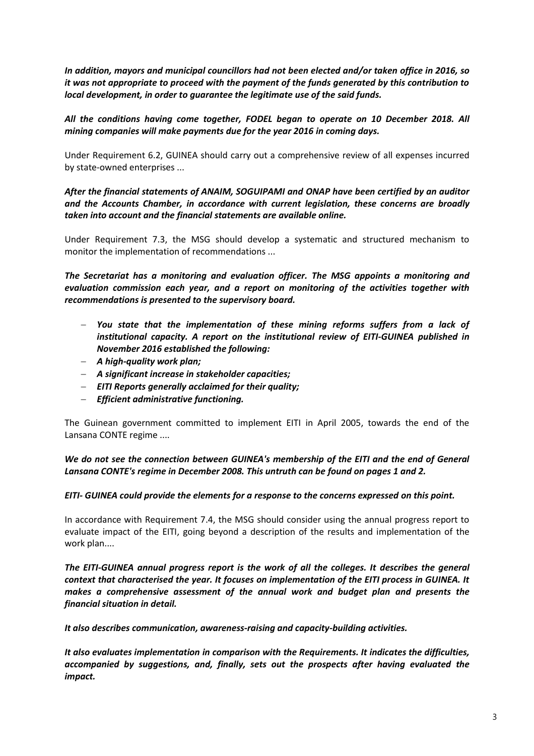***In addition, mayors and municipal councillors had not been elected and/or taken office in 2016, so it was not appropriate to proceed with the payment of the funds generated by this contribution to local development, in order to guarantee the legitimate use of the said funds.***

***All the conditions having come together, FODEL began to operate on 10 December 2018. All mining companies will make payments due for the year 2016 in coming days.***

Under Requirement 6.2, GUINEA should carry out a comprehensive review of all expenses incurred by state-owned enterprises ...

***After the financial statements of ANAIM, SOGUIPAMI and ONAP have been certified by an auditor and the Accounts Chamber, in accordance with current legislation, these concerns are broadly taken into account and the financial statements are available online.***

Under Requirement 7.3, the MSG should develop a systematic and structured mechanism to monitor the implementation of recommendations ...

***The Secretariat has a monitoring and evaluation officer. The MSG appoints a monitoring and evaluation commission each year, and a report on monitoring of the activities together with recommendations is presented to the supervisory board.***

- ***You state that the implementation of these mining reforms suffers from a lack of institutional capacity. A report on the institutional review of EITI-GUINEA published in November 2016 established the following:***
- ***A high-quality work plan;***
- ***A significant increase in stakeholder capacities;***
- ***EITI Reports generally acclaimed for their quality;***
- ***Efficient administrative functioning.***

The Guinean government committed to implement EITI in April 2005, towards the end of the Lansana CONTE regime ....

***We do not see the connection between GUINEA's membership of the EITI and the end of General Lansana CONTE's regime in December 2008. This untruth can be found on pages 1 and 2.***

***EITI- GUINEA could provide the elements for a response to the concerns expressed on this point.***

In accordance with Requirement 7.4, the MSG should consider using the annual progress report to evaluate impact of the EITI, going beyond a description of the results and implementation of the work plan....

***The EITI-GUINEA annual progress report is the work of all the colleges. It describes the general context that characterised the year. It focuses on implementation of the EITI process in GUINEA. It makes a comprehensive assessment of the annual work and budget plan and presents the financial situation in detail.***

***It also describes communication, awareness-raising and capacity-building activities.***

***It also evaluates implementation in comparison with the Requirements. It indicates the difficulties, accompanied by suggestions, and, finally, sets out the prospects after having evaluated the impact.***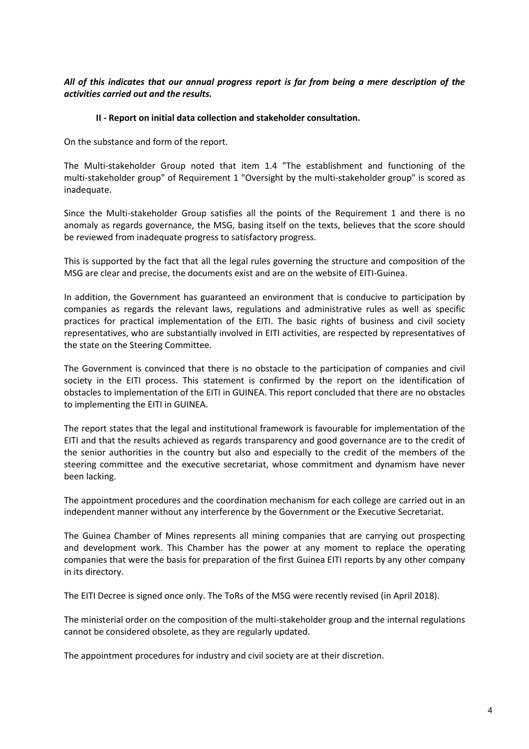***All of this indicates that our annual progress report is far from being a mere description of the activities carried out and the results.***

**II - Report on initial data collection and stakeholder consultation.**

On the substance and form of the report.

The Multi-stakeholder Group noted that item 1.4 "The establishment and functioning of the multi-stakeholder group" of Requirement 1 "Oversight by the multi-stakeholder group" is scored as inadequate.

Since the Multi-stakeholder Group satisfies all the points of the Requirement 1 and there is no anomaly as regards governance, the MSG, basing itself on the texts, believes that the score should be reviewed from inadequate progress to satisfactory progress.

This is supported by the fact that all the legal rules governing the structure and composition of the MSG are clear and precise, the documents exist and are on the website of EITI-Guinea.

In addition, the Government has guaranteed an environment that is conducive to participation by companies as regards the relevant laws, regulations and administrative rules as well as specific practices for practical implementation of the EITI. The basic rights of business and civil society representatives, who are substantially involved in EITI activities, are respected by representatives of the state on the Steering Committee.

The Government is convinced that there is no obstacle to the participation of companies and civil society in the EITI process. This statement is confirmed by the report on the identification of obstacles to implementation of the EITI in GUINEA. This report concluded that there are no obstacles to implementing the EITI in GUINEA.

The report states that the legal and institutional framework is favourable for implementation of the EITI and that the results achieved as regards transparency and good governance are to the credit of the senior authorities in the country but also and especially to the credit of the members of the steering committee and the executive secretariat, whose commitment and dynamism have never been lacking.

The appointment procedures and the coordination mechanism for each college are carried out in an independent manner without any interference by the Government or the Executive Secretariat.

The Guinea Chamber of Mines represents all mining companies that are carrying out prospecting and development work. This Chamber has the power at any moment to replace the operating companies that were the basis for preparation of the first Guinea EITI reports by any other company in its directory.

The EITI Decree is signed once only. The ToRs of the MSG were recently revised (in April 2018).

The ministerial order on the composition of the multi-stakeholder group and the internal regulations cannot be considered obsolete, as they are regularly updated.

The appointment procedures for industry and civil society are at their discretion.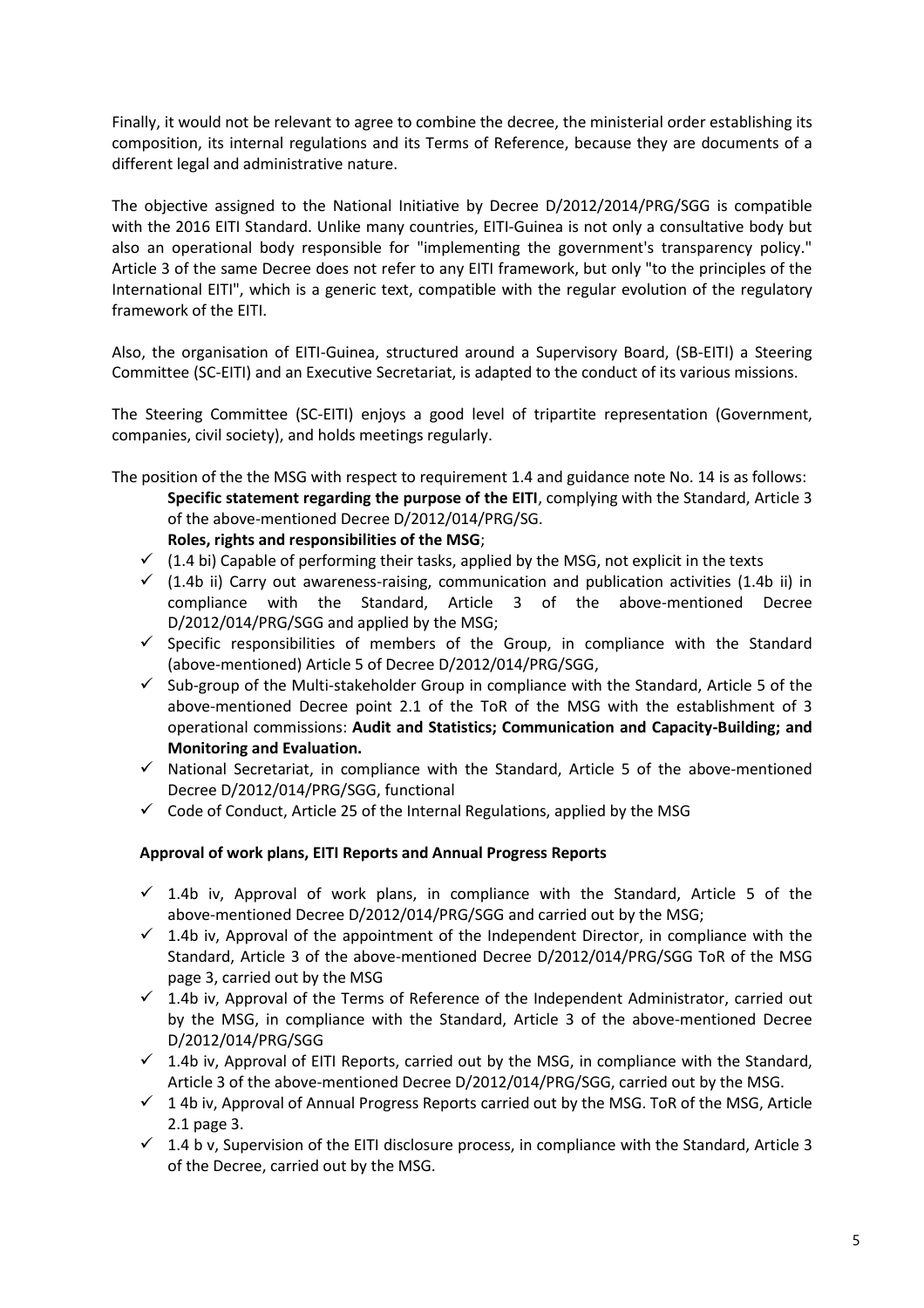Finally, it would not be relevant to agree to combine the decree, the ministerial order establishing its composition, its internal regulations and its Terms of Reference, because they are documents of a different legal and administrative nature.

The objective assigned to the National Initiative by Decree D/2012/2014/PRG/SGG is compatible with the 2016 EITI Standard. Unlike many countries, EITI-Guinea is not only a consultative body but also an operational body responsible for "implementing the government's transparency policy." Article 3 of the same Decree does not refer to any EITI framework, but only "to the principles of the International EITI", which is a generic text, compatible with the regular evolution of the regulatory framework of the EITI.

Also, the organisation of EITI-Guinea, structured around a Supervisory Board, (SB-EITI) a Steering Committee (SC-EITI) and an Executive Secretariat, is adapted to the conduct of its various missions.

The Steering Committee (SC-EITI) enjoys a good level of tripartite representation (Government, companies, civil society), and holds meetings regularly.

The position of the the MSG with respect to requirement 1.4 and guidance note No. 14 is as follows:

**Specific statement regarding the purpose of the EITI**, complying with the Standard, Article 3 of the above-mentioned Decree D/2012/014/PRG/SG.

**Roles, rights and responsibilities of the MSG**;

- ✓ (1.4 bi) Capable of performing their tasks, applied by the MSG, not explicit in the texts
- ✓ (1.4b ii) Carry out awareness-raising, communication and publication activities (1.4b ii) in compliance with the Standard, Article 3 of the above-mentioned Decree D/2012/014/PRG/SGG and applied by the MSG;
- ✓ Specific responsibilities of members of the Group, in compliance with the Standard (above-mentioned) Article 5 of Decree D/2012/014/PRG/SGG,
- ✓ Sub-group of the Multi-stakeholder Group in compliance with the Standard, Article 5 of the above-mentioned Decree point 2.1 of the ToR of the MSG with the establishment of 3 operational commissions: **Audit and Statistics; Communication and Capacity-Building; and Monitoring and Evaluation.**
- ✓ National Secretariat, in compliance with the Standard, Article 5 of the above-mentioned Decree D/2012/014/PRG/SGG, functional
- ✓ Code of Conduct, Article 25 of the Internal Regulations, applied by the MSG

**Approval of work plans, EITI Reports and Annual Progress Reports**

- ✓ 1.4b iv, Approval of work plans, in compliance with the Standard, Article 5 of the above-mentioned Decree D/2012/014/PRG/SGG and carried out by the MSG;
- ✓ 1.4b iv, Approval of the appointment of the Independent Director, in compliance with the Standard, Article 3 of the above-mentioned Decree D/2012/014/PRG/SGG ToR of the MSG page 3, carried out by the MSG
- ✓ 1.4b iv, Approval of the Terms of Reference of the Independent Administrator, carried out by the MSG, in compliance with the Standard, Article 3 of the above-mentioned Decree D/2012/014/PRG/SGG
- ✓ 1.4b iv, Approval of EITI Reports, carried out by the MSG, in compliance with the Standard, Article 3 of the above-mentioned Decree D/2012/014/PRG/SGG, carried out by the MSG.
- ✓ 1 4b iv, Approval of Annual Progress Reports carried out by the MSG. ToR of the MSG, Article 2.1 page 3.
- ✓ 1.4 b v, Supervision of the EITI disclosure process, in compliance with the Standard, Article 3 of the Decree, carried out by the MSG.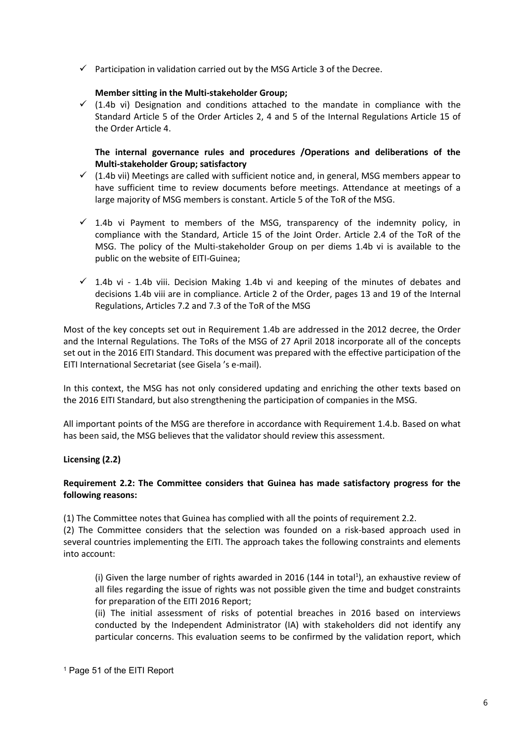- ✓ Participation in validation carried out by the MSG Article 3 of the Decree.

**Member sitting in the Multi-stakeholder Group;**

- ✓ (1.4b vi) Designation and conditions attached to the mandate in compliance with the Standard Article 5 of the Order Articles 2, 4 and 5 of the Internal Regulations Article 15 of the Order Article 4.

**The internal governance rules and procedures /Operations and deliberations of the Multi-stakeholder Group; satisfactory**

- ✓ (1.4b vii) Meetings are called with sufficient notice and, in general, MSG members appear to have sufficient time to review documents before meetings. Attendance at meetings of a large majority of MSG members is constant. Article 5 of the ToR of the MSG.
- ✓ 1.4b vi Payment to members of the MSG, transparency of the indemnity policy, in compliance with the Standard, Article 15 of the Joint Order. Article 2.4 of the ToR of the MSG. The policy of the Multi-stakeholder Group on per diems 1.4b vi is available to the public on the website of EITI-Guinea;
- ✓ 1.4b vi - 1.4b viii. Decision Making 1.4b vi and keeping of the minutes of debates and decisions 1.4b viii are in compliance. Article 2 of the Order, pages 13 and 19 of the Internal Regulations, Articles 7.2 and 7.3 of the ToR of the MSG

Most of the key concepts set out in Requirement 1.4b are addressed in the 2012 decree, the Order and the Internal Regulations. The ToRs of the MSG of 27 April 2018 incorporate all of the concepts set out in the 2016 EITI Standard. This document was prepared with the effective participation of the EITI International Secretariat (see Gisela 's e-mail).

In this context, the MSG has not only considered updating and enriching the other texts based on the 2016 EITI Standard, but also strengthening the participation of companies in the MSG.

All important points of the MSG are therefore in accordance with Requirement 1.4.b. Based on what has been said, the MSG believes that the validator should review this assessment.

**Licensing (2.2)**

**Requirement 2.2: The Committee considers that Guinea has made satisfactory progress for the following reasons:**

(1) The Committee notes that Guinea has complied with all the points of requirement 2.2.
(2) The Committee considers that the selection was founded on a risk-based approach used in several countries implementing the EITI. The approach takes the following constraints and elements into account:

(i) Given the large number of rights awarded in 2016 (144 in total[1]), an exhaustive review of all files regarding the issue of rights was not possible given the time and budget constraints for preparation of the EITI 2016 Report;

(ii) The initial assessment of risks of potential breaches in 2016 based on interviews conducted by the Independent Administrator (IA) with stakeholders did not identify any particular concerns. This evaluation seems to be confirmed by the validation report, which

[1] Page 51 of the EITI Report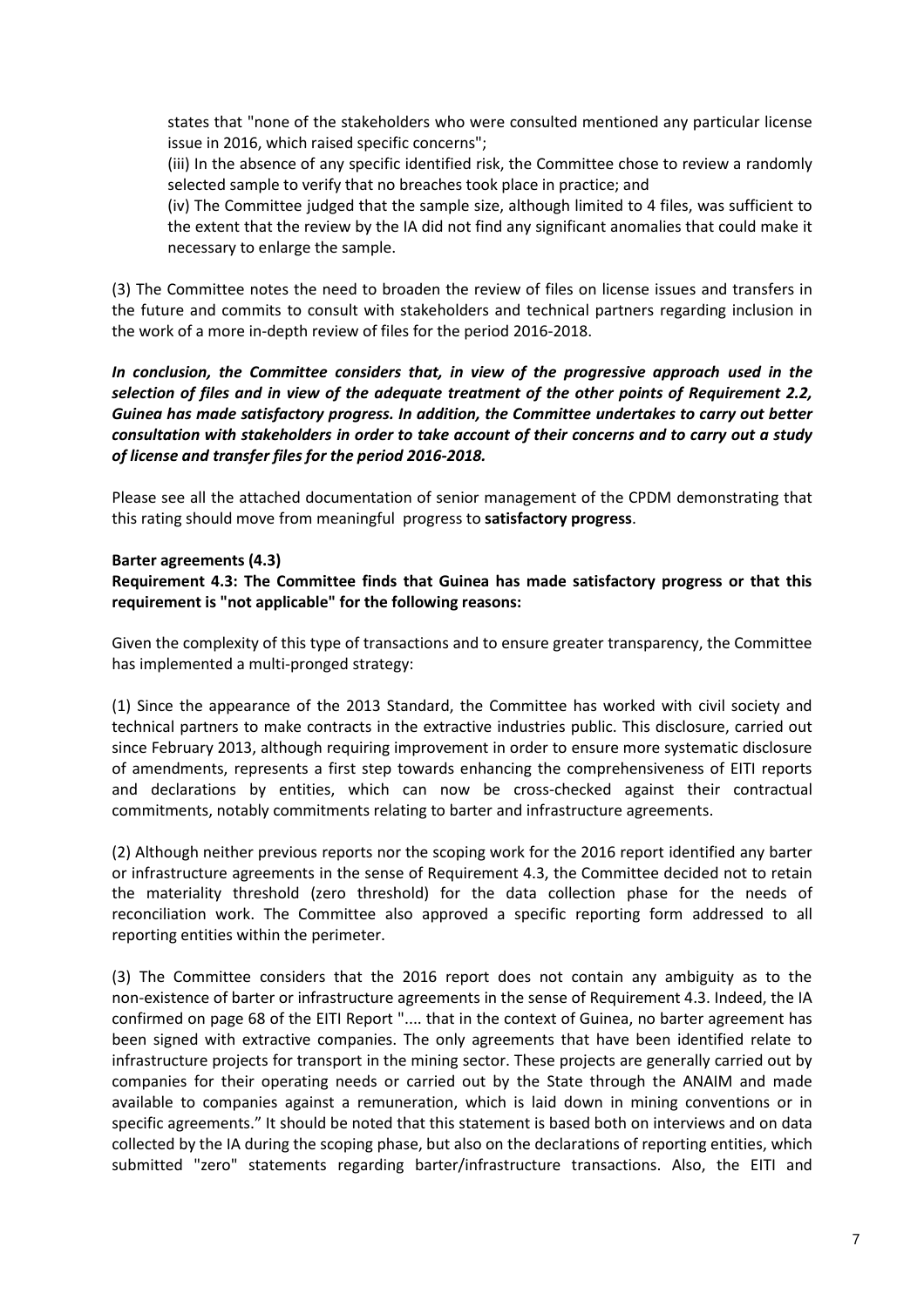states that "none of the stakeholders who were consulted mentioned any particular license issue in 2016, which raised specific concerns";

(iii) In the absence of any specific identified risk, the Committee chose to review a randomly selected sample to verify that no breaches took place in practice; and

(iv) The Committee judged that the sample size, although limited to 4 files, was sufficient to the extent that the review by the IA did not find any significant anomalies that could make it necessary to enlarge the sample.

(3) The Committee notes the need to broaden the review of files on license issues and transfers in the future and commits to consult with stakeholders and technical partners regarding inclusion in the work of a more in-depth review of files for the period 2016-2018.

***In conclusion, the Committee considers that, in view of the progressive approach used in the selection of files and in view of the adequate treatment of the other points of Requirement 2.2, Guinea has made satisfactory progress. In addition, the Committee undertakes to carry out better consultation with stakeholders in order to take account of their concerns and to carry out a study of license and transfer files for the period 2016-2018.***

Please see all the attached documentation of senior management of the CPDM demonstrating that this rating should move from meaningful progress to **satisfactory progress**.

**Barter agreements (4.3)**

**Requirement 4.3: The Committee finds that Guinea has made satisfactory progress or that this requirement is "not applicable" for the following reasons:**

Given the complexity of this type of transactions and to ensure greater transparency, the Committee has implemented a multi-pronged strategy:

(1) Since the appearance of the 2013 Standard, the Committee has worked with civil society and technical partners to make contracts in the extractive industries public. This disclosure, carried out since February 2013, although requiring improvement in order to ensure more systematic disclosure of amendments, represents a first step towards enhancing the comprehensiveness of EITI reports and declarations by entities, which can now be cross-checked against their contractual commitments, notably commitments relating to barter and infrastructure agreements.

(2) Although neither previous reports nor the scoping work for the 2016 report identified any barter or infrastructure agreements in the sense of Requirement 4.3, the Committee decided not to retain the materiality threshold (zero threshold) for the data collection phase for the needs of reconciliation work. The Committee also approved a specific reporting form addressed to all reporting entities within the perimeter.

(3) The Committee considers that the 2016 report does not contain any ambiguity as to the non-existence of barter or infrastructure agreements in the sense of Requirement 4.3. Indeed, the IA confirmed on page 68 of the EITI Report ".... that in the context of Guinea, no barter agreement has been signed with extractive companies. The only agreements that have been identified relate to infrastructure projects for transport in the mining sector. These projects are generally carried out by companies for their operating needs or carried out by the State through the ANAIM and made available to companies against a remuneration, which is laid down in mining conventions or in specific agreements." It should be noted that this statement is based both on interviews and on data collected by the IA during the scoping phase, but also on the declarations of reporting entities, which submitted "zero" statements regarding barter/infrastructure transactions. Also, the EITI and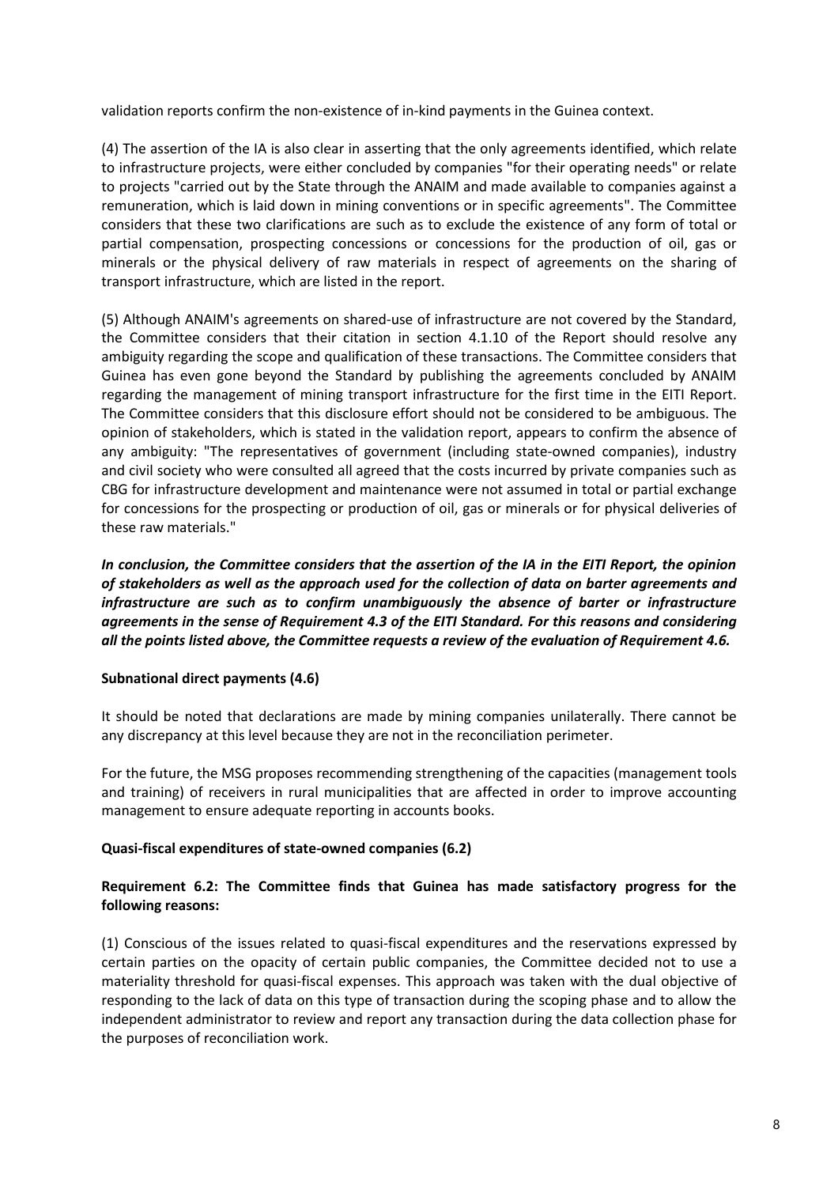validation reports confirm the non-existence of in-kind payments in the Guinea context.

(4) The assertion of the IA is also clear in asserting that the only agreements identified, which relate to infrastructure projects, were either concluded by companies "for their operating needs" or relate to projects "carried out by the State through the ANAIM and made available to companies against a remuneration, which is laid down in mining conventions or in specific agreements". The Committee considers that these two clarifications are such as to exclude the existence of any form of total or partial compensation, prospecting concessions or concessions for the production of oil, gas or minerals or the physical delivery of raw materials in respect of agreements on the sharing of transport infrastructure, which are listed in the report.

(5) Although ANAIM's agreements on shared-use of infrastructure are not covered by the Standard, the Committee considers that their citation in section 4.1.10 of the Report should resolve any ambiguity regarding the scope and qualification of these transactions. The Committee considers that Guinea has even gone beyond the Standard by publishing the agreements concluded by ANAIM regarding the management of mining transport infrastructure for the first time in the EITI Report. The Committee considers that this disclosure effort should not be considered to be ambiguous. The opinion of stakeholders, which is stated in the validation report, appears to confirm the absence of any ambiguity: "The representatives of government (including state-owned companies), industry and civil society who were consulted all agreed that the costs incurred by private companies such as CBG for infrastructure development and maintenance were not assumed in total or partial exchange for concessions for the prospecting or production of oil, gas or minerals or for physical deliveries of these raw materials."

***In conclusion, the Committee considers that the assertion of the IA in the EITI Report, the opinion of stakeholders as well as the approach used for the collection of data on barter agreements and infrastructure are such as to confirm unambiguously the absence of barter or infrastructure agreements in the sense of Requirement 4.3 of the EITI Standard. For this reasons and considering all the points listed above, the Committee requests a review of the evaluation of Requirement 4.6.***

**Subnational direct payments (4.6)**

It should be noted that declarations are made by mining companies unilaterally. There cannot be any discrepancy at this level because they are not in the reconciliation perimeter.

For the future, the MSG proposes recommending strengthening of the capacities (management tools and training) of receivers in rural municipalities that are affected in order to improve accounting management to ensure adequate reporting in accounts books.

**Quasi-fiscal expenditures of state-owned companies (6.2)**

**Requirement 6.2: The Committee finds that Guinea has made satisfactory progress for the following reasons:**

(1) Conscious of the issues related to quasi-fiscal expenditures and the reservations expressed by certain parties on the opacity of certain public companies, the Committee decided not to use a materiality threshold for quasi-fiscal expenses. This approach was taken with the dual objective of responding to the lack of data on this type of transaction during the scoping phase and to allow the independent administrator to review and report any transaction during the data collection phase for the purposes of reconciliation work.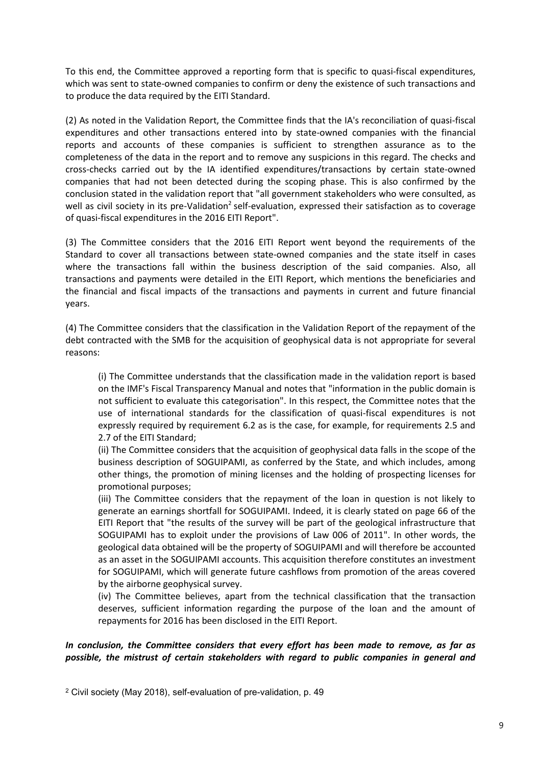To this end, the Committee approved a reporting form that is specific to quasi-fiscal expenditures, which was sent to state-owned companies to confirm or deny the existence of such transactions and to produce the data required by the EITI Standard.

(2) As noted in the Validation Report, the Committee finds that the IA's reconciliation of quasi-fiscal expenditures and other transactions entered into by state-owned companies with the financial reports and accounts of these companies is sufficient to strengthen assurance as to the completeness of the data in the report and to remove any suspicions in this regard. The checks and cross-checks carried out by the IA identified expenditures/transactions by certain state-owned companies that had not been detected during the scoping phase. This is also confirmed by the conclusion stated in the validation report that "all government stakeholders who were consulted, as well as civil society in its pre-Validation[2] self-evaluation, expressed their satisfaction as to coverage of quasi-fiscal expenditures in the 2016 EITI Report".

(3) The Committee considers that the 2016 EITI Report went beyond the requirements of the Standard to cover all transactions between state-owned companies and the state itself in cases where the transactions fall within the business description of the said companies. Also, all transactions and payments were detailed in the EITI Report, which mentions the beneficiaries and the financial and fiscal impacts of the transactions and payments in current and future financial years.

(4) The Committee considers that the classification in the Validation Report of the repayment of the debt contracted with the SMB for the acquisition of geophysical data is not appropriate for several reasons:

> (i) The Committee understands that the classification made in the validation report is based on the IMF's Fiscal Transparency Manual and notes that "information in the public domain is not sufficient to evaluate this categorisation". In this respect, the Committee notes that the use of international standards for the classification of quasi-fiscal expenditures is not expressly required by requirement 6.2 as is the case, for example, for requirements 2.5 and 2.7 of the EITI Standard;
>
> (ii) The Committee considers that the acquisition of geophysical data falls in the scope of the business description of SOGUIPAMI, as conferred by the State, and which includes, among other things, the promotion of mining licenses and the holding of prospecting licenses for promotional purposes;
>
> (iii) The Committee considers that the repayment of the loan in question is not likely to generate an earnings shortfall for SOGUIPAMI. Indeed, it is clearly stated on page 66 of the EITI Report that "the results of the survey will be part of the geological infrastructure that SOGUIPAMI has to exploit under the provisions of Law 006 of 2011". In other words, the geological data obtained will be the property of SOGUIPAMI and will therefore be accounted as an asset in the SOGUIPAMI accounts. This acquisition therefore constitutes an investment for SOGUIPAMI, which will generate future cashflows from promotion of the areas covered by the airborne geophysical survey.
>
> (iv) The Committee believes, apart from the technical classification that the transaction deserves, sufficient information regarding the purpose of the loan and the amount of repayments for 2016 has been disclosed in the EITI Report.

***In conclusion, the Committee considers that every effort has been made to remove, as far as possible, the mistrust of certain stakeholders with regard to public companies in general and***

[2] Civil society (May 2018), self-evaluation of pre-validation, p. 49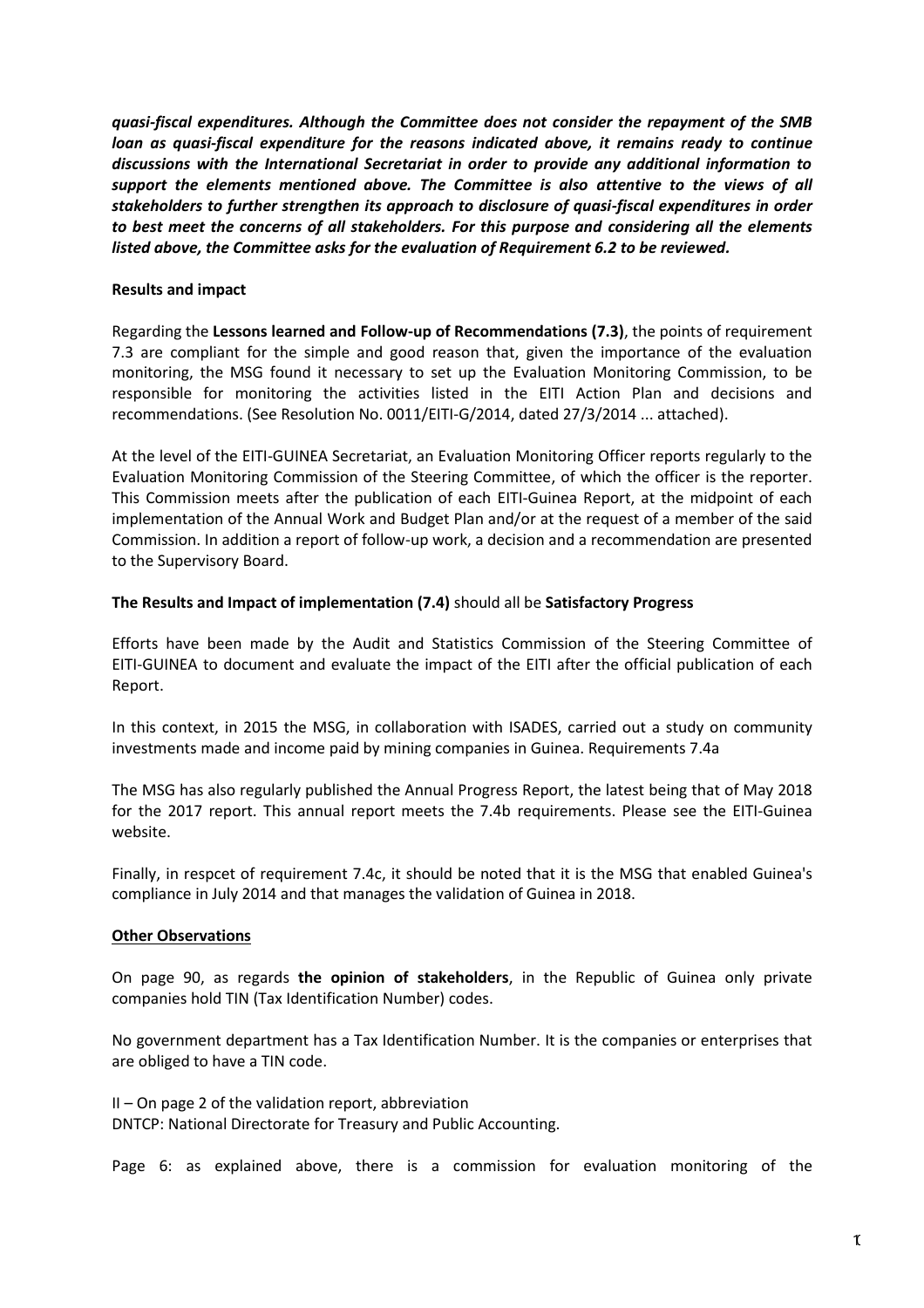***quasi-fiscal expenditures. Although the Committee does not consider the repayment of the SMB loan as quasi-fiscal expenditure for the reasons indicated above, it remains ready to continue discussions with the International Secretariat in order to provide any additional information to support the elements mentioned above. The Committee is also attentive to the views of all stakeholders to further strengthen its approach to disclosure of quasi-fiscal expenditures in order to best meet the concerns of all stakeholders. For this purpose and considering all the elements listed above, the Committee asks for the evaluation of Requirement 6.2 to be reviewed.***

**Results and impact**

Regarding the **Lessons learned and Follow-up of Recommendations (7.3)**, the points of requirement 7.3 are compliant for the simple and good reason that, given the importance of the evaluation monitoring, the MSG found it necessary to set up the Evaluation Monitoring Commission, to be responsible for monitoring the activities listed in the EITI Action Plan and decisions and recommendations. (See Resolution No. 0011/EITI-G/2014, dated 27/3/2014 ... attached).

At the level of the EITI-GUINEA Secretariat, an Evaluation Monitoring Officer reports regularly to the Evaluation Monitoring Commission of the Steering Committee, of which the officer is the reporter. This Commission meets after the publication of each EITI-Guinea Report, at the midpoint of each implementation of the Annual Work and Budget Plan and/or at the request of a member of the said Commission. In addition a report of follow-up work, a decision and a recommendation are presented to the Supervisory Board.

**The Results and Impact of implementation (7.4)** should all be **Satisfactory Progress**

Efforts have been made by the Audit and Statistics Commission of the Steering Committee of EITI-GUINEA to document and evaluate the impact of the EITI after the official publication of each Report.

In this context, in 2015 the MSG, in collaboration with ISADES, carried out a study on community investments made and income paid by mining companies in Guinea. Requirements 7.4a

The MSG has also regularly published the Annual Progress Report, the latest being that of May 2018 for the 2017 report. This annual report meets the 7.4b requirements. Please see the EITI-Guinea website.

Finally, in respcet of requirement 7.4c, it should be noted that it is the MSG that enabled Guinea's compliance in July 2014 and that manages the validation of Guinea in 2018.

**<u>Other Observations</u>**

On page 90, as regards **the opinion of stakeholders**, in the Republic of Guinea only private companies hold TIN (Tax Identification Number) codes.

No government department has a Tax Identification Number. It is the companies or enterprises that are obliged to have a TIN code.

II – On page 2 of the validation report, abbreviation
DNTCP: National Directorate for Treasury and Public Accounting.

Page 6: as explained above, there is a commission for evaluation monitoring of the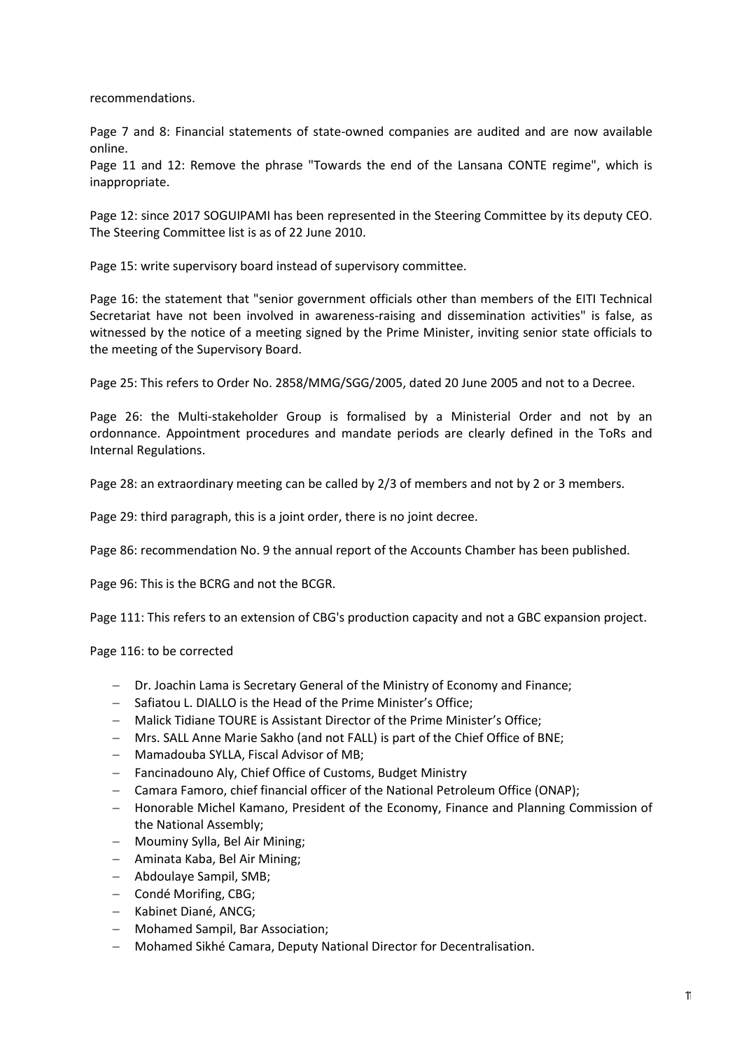recommendations.

Page 7 and 8: Financial statements of state-owned companies are audited and are now available online.

Page 11 and 12: Remove the phrase "Towards the end of the Lansana CONTE regime", which is inappropriate.

Page 12: since 2017 SOGUIPAMI has been represented in the Steering Committee by its deputy CEO. The Steering Committee list is as of 22 June 2010.

Page 15: write supervisory board instead of supervisory committee.

Page 16: the statement that "senior government officials other than members of the EITI Technical Secretariat have not been involved in awareness-raising and dissemination activities" is false, as witnessed by the notice of a meeting signed by the Prime Minister, inviting senior state officials to the meeting of the Supervisory Board.

Page 25: This refers to Order No. 2858/MMG/SGG/2005, dated 20 June 2005 and not to a Decree.

Page 26: the Multi-stakeholder Group is formalised by a Ministerial Order and not by an ordonnance. Appointment procedures and mandate periods are clearly defined in the ToRs and Internal Regulations.

Page 28: an extraordinary meeting can be called by 2/3 of members and not by 2 or 3 members.

Page 29: third paragraph, this is a joint order, there is no joint decree.

Page 86: recommendation No. 9 the annual report of the Accounts Chamber has been published.

Page 96: This is the BCRG and not the BCGR.

Page 111: This refers to an extension of CBG's production capacity and not a GBC expansion project.

Page 116: to be corrected

- Dr. Joachin Lama is Secretary General of the Ministry of Economy and Finance;
- Safiatou L. DIALLO is the Head of the Prime Minister's Office;
- Malick Tidiane TOURE is Assistant Director of the Prime Minister's Office;
- Mrs. SALL Anne Marie Sakho (and not FALL) is part of the Chief Office of BNE;
- Mamadouba SYLLA, Fiscal Advisor of MB;
- Fancinadouno Aly, Chief Office of Customs, Budget Ministry
- Camara Famoro, chief financial officer of the National Petroleum Office (ONAP);
- Honorable Michel Kamano, President of the Economy, Finance and Planning Commission of the National Assembly;
- Mouminy Sylla, Bel Air Mining;
- Aminata Kaba, Bel Air Mining;
- Abdoulaye Sampil, SMB;
- Condé Morifing, CBG;
- Kabinet Diané, ANCG;
- Mohamed Sampil, Bar Association;
- Mohamed Sikhé Camara, Deputy National Director for Decentralisation.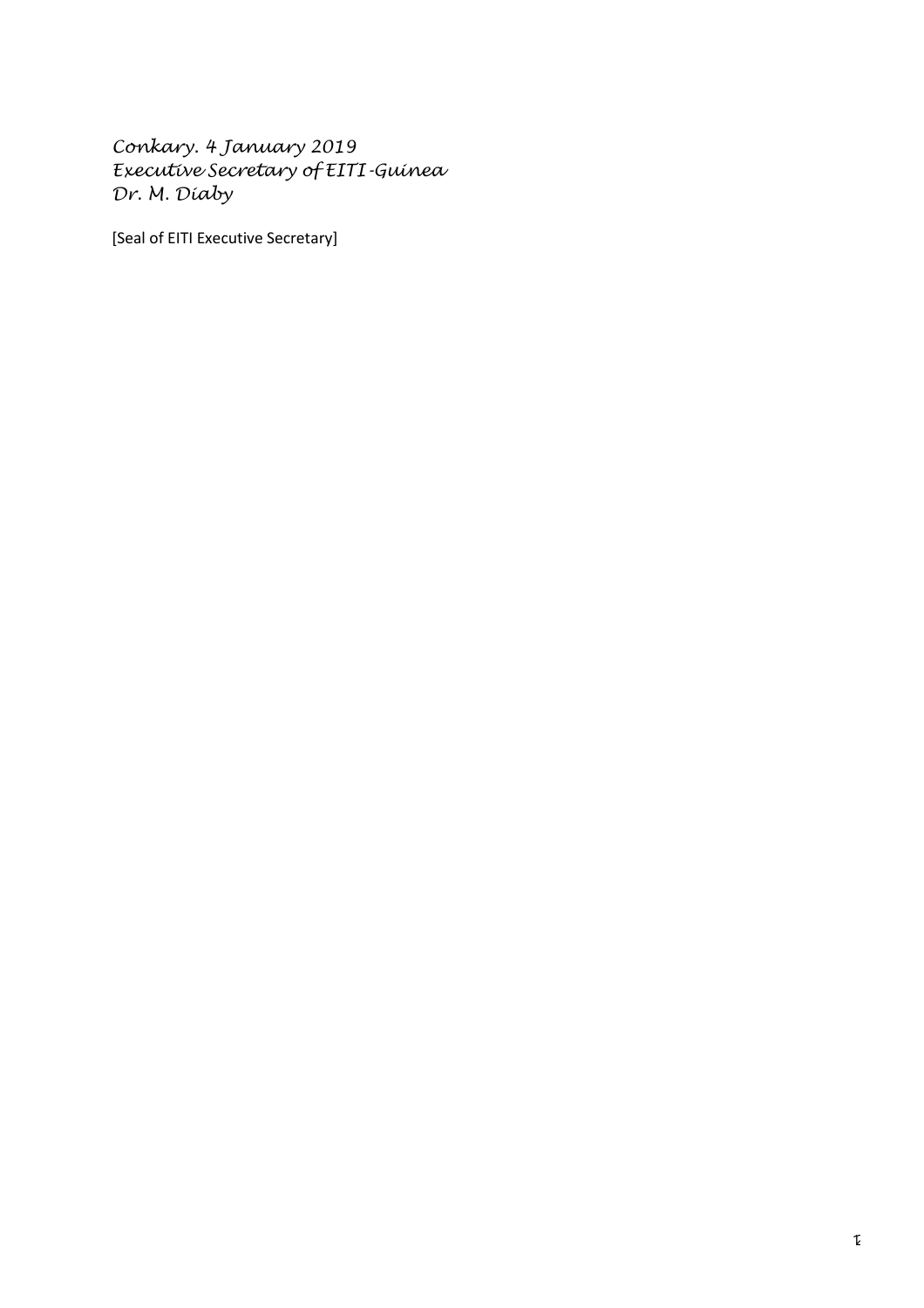*Conkary. 4 January 2019*
*Executive Secretary of EITI-Guinea*
*Dr. M. Diaby*

[Seal of EITI Executive Secretary]